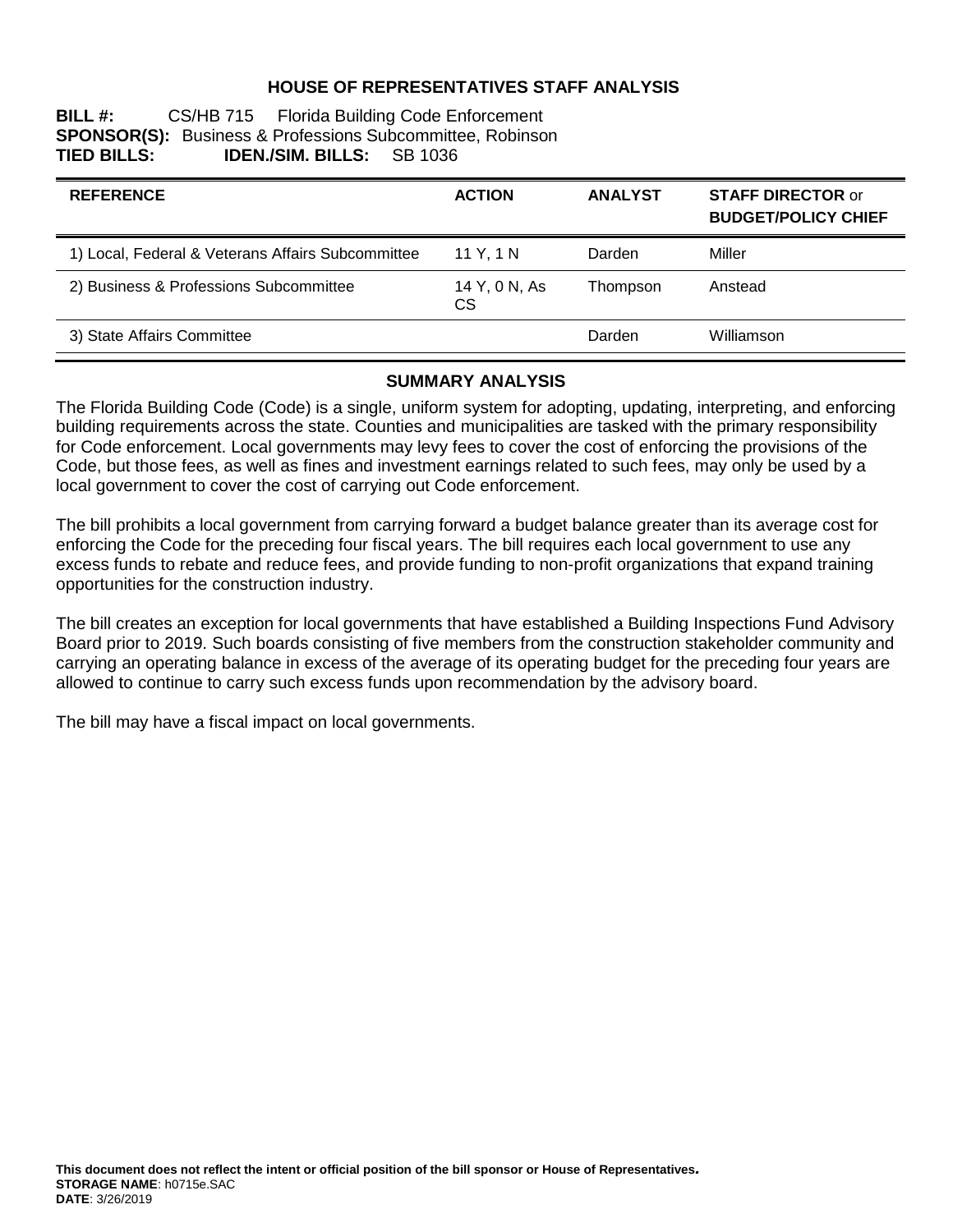# HOUSE OF REPRESENTATIVES STAFF ANALYSIS

**BILL #:** CS/HB 715 Florida Building Code Enforcement
**SPONSOR(S):** Business & Professions Subcommittee, Robinson
**TIED BILLS:** **IDEN./SIM. BILLS:** SB 1036

| REFERENCE | ACTION | ANALYST | STAFF DIRECTOR or BUDGET/POLICY CHIEF |
|---|---|---|---|
| 1) Local, Federal & Veterans Affairs Subcommittee | 11 Y, 1 N | Darden | Miller |
| 2) Business & Professions Subcommittee | 14 Y, 0 N, As CS | Thompson | Anstead |
| 3) State Affairs Committee | | Darden | Williamson |

## SUMMARY ANALYSIS

The Florida Building Code (Code) is a single, uniform system for adopting, updating, interpreting, and enforcing building requirements across the state. Counties and municipalities are tasked with the primary responsibility for Code enforcement. Local governments may levy fees to cover the cost of enforcing the provisions of the Code, but those fees, as well as fines and investment earnings related to such fees, may only be used by a local government to cover the cost of carrying out Code enforcement.

The bill prohibits a local government from carrying forward a budget balance greater than its average cost for enforcing the Code for the preceding four fiscal years. The bill requires each local government to use any excess funds to rebate and reduce fees, and provide funding to non-profit organizations that expand training opportunities for the construction industry.

The bill creates an exception for local governments that have established a Building Inspections Fund Advisory Board prior to 2019. Such boards consisting of five members from the construction stakeholder community and carrying an operating balance in excess of the average of its operating budget for the preceding four years are allowed to continue to carry such excess funds upon recommendation by the advisory board.

The bill may have a fiscal impact on local governments.

**This document does not reflect the intent or official position of the bill sponsor or House of Representatives.**
**STORAGE NAME**: h0715e.SAC
**DATE**: 3/26/2019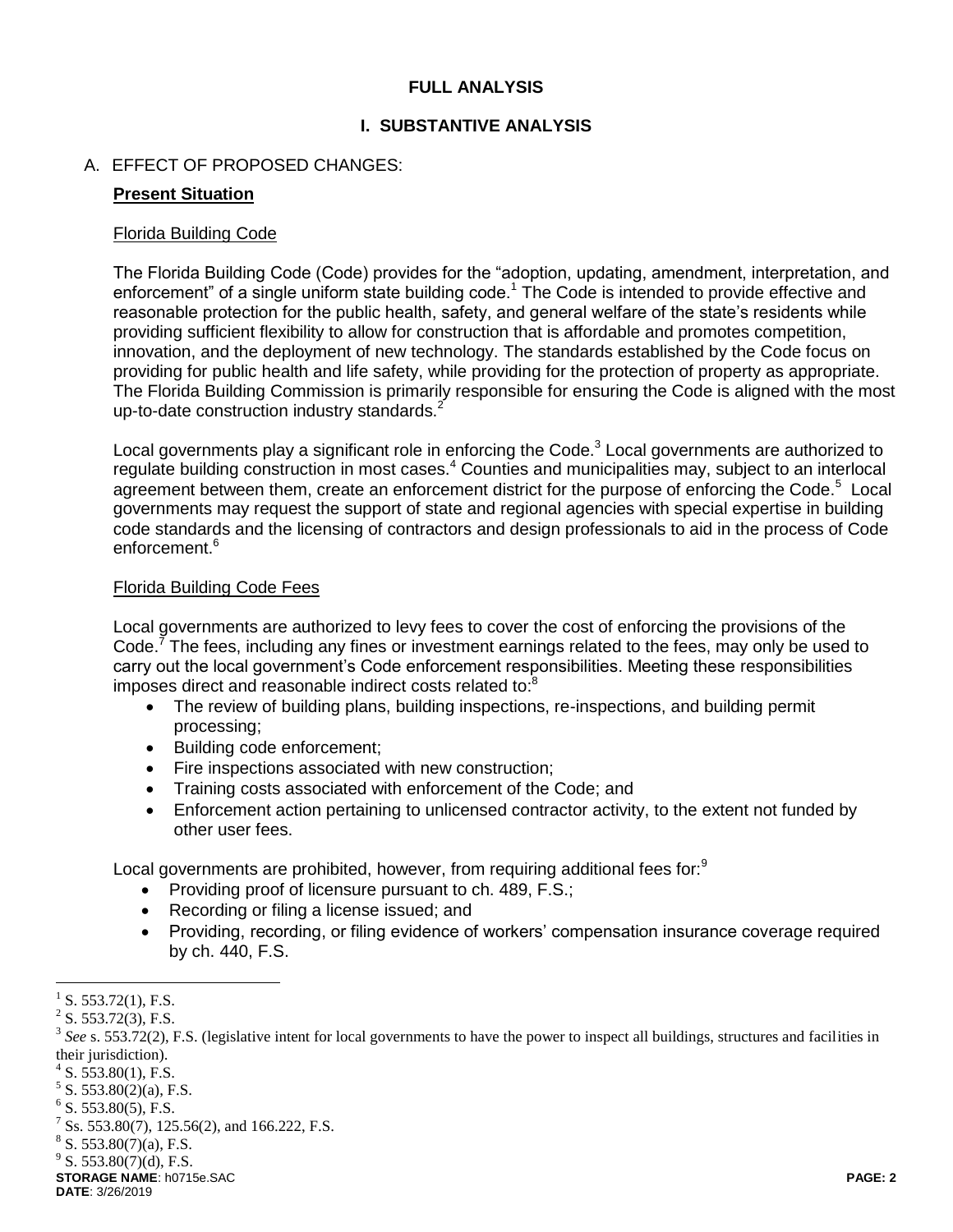# FULL ANALYSIS

## I. SUBSTANTIVE ANALYSIS

### A. EFFECT OF PROPOSED CHANGES:

**Present Situation**

Florida Building Code

The Florida Building Code (Code) provides for the "adoption, updating, amendment, interpretation, and enforcement" of a single uniform state building code.[1] The Code is intended to provide effective and reasonable protection for the public health, safety, and general welfare of the state's residents while providing sufficient flexibility to allow for construction that is affordable and promotes competition, innovation, and the deployment of new technology. The standards established by the Code focus on providing for public health and life safety, while providing for the protection of property as appropriate. The Florida Building Commission is primarily responsible for ensuring the Code is aligned with the most up-to-date construction industry standards.[2]

Local governments play a significant role in enforcing the Code.[3] Local governments are authorized to regulate building construction in most cases.[4] Counties and municipalities may, subject to an interlocal agreement between them, create an enforcement district for the purpose of enforcing the Code.[5] Local governments may request the support of state and regional agencies with special expertise in building code standards and the licensing of contractors and design professionals to aid in the process of Code enforcement.[6]

Florida Building Code Fees

Local governments are authorized to levy fees to cover the cost of enforcing the provisions of the Code.[7] The fees, including any fines or investment earnings related to the fees, may only be used to carry out the local government's Code enforcement responsibilities. Meeting these responsibilities imposes direct and reasonable indirect costs related to:[8]

- The review of building plans, building inspections, re-inspections, and building permit processing;
- Building code enforcement;
- Fire inspections associated with new construction;
- Training costs associated with enforcement of the Code; and
- Enforcement action pertaining to unlicensed contractor activity, to the extent not funded by other user fees.

Local governments are prohibited, however, from requiring additional fees for:[9]

- Providing proof of licensure pursuant to ch. 489, F.S.;
- Recording or filing a license issued; and
- Providing, recording, or filing evidence of workers' compensation insurance coverage required by ch. 440, F.S.

---

[1] S. 553.72(1), F.S.

[2] S. 553.72(3), F.S.

[3] *See* s. 553.72(2), F.S. (legislative intent for local governments to have the power to inspect all buildings, structures and facilities in their jurisdiction).

[4] S. 553.80(1), F.S.

[5] S. 553.80(2)(a), F.S.

[6] S. 553.80(5), F.S.

[7] Ss. 553.80(7), 125.56(2), and 166.222, F.S.

[8] S. 553.80(7)(a), F.S.

[9] S. 553.80(7)(d), F.S.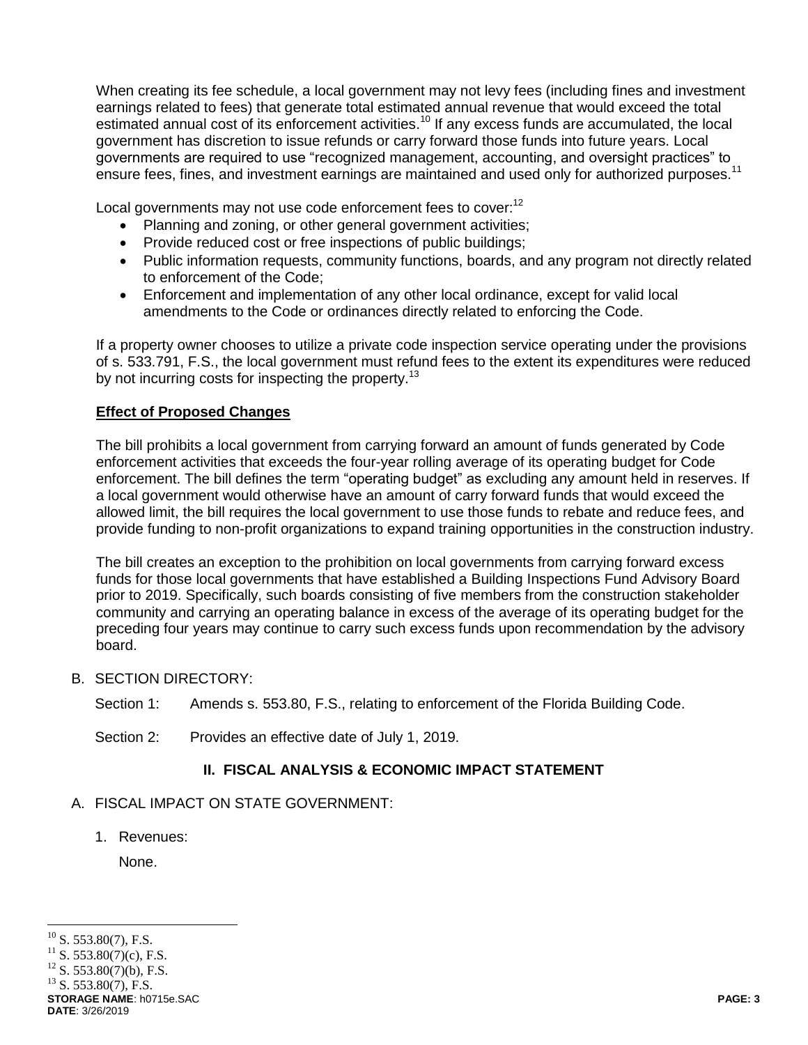When creating its fee schedule, a local government may not levy fees (including fines and investment earnings related to fees) that generate total estimated annual revenue that would exceed the total estimated annual cost of its enforcement activities.[10] If any excess funds are accumulated, the local government has discretion to issue refunds or carry forward those funds into future years. Local governments are required to use "recognized management, accounting, and oversight practices" to ensure fees, fines, and investment earnings are maintained and used only for authorized purposes.[11]

Local governments may not use code enforcement fees to cover:[12]

- Planning and zoning, or other general government activities;
- Provide reduced cost or free inspections of public buildings;
- Public information requests, community functions, boards, and any program not directly related to enforcement of the Code;
- Enforcement and implementation of any other local ordinance, except for valid local amendments to the Code or ordinances directly related to enforcing the Code.

If a property owner chooses to utilize a private code inspection service operating under the provisions of s. 533.791, F.S., the local government must refund fees to the extent its expenditures were reduced by not incurring costs for inspecting the property.[13]

**Effect of Proposed Changes**

The bill prohibits a local government from carrying forward an amount of funds generated by Code enforcement activities that exceeds the four-year rolling average of its operating budget for Code enforcement. The bill defines the term "operating budget" as excluding any amount held in reserves. If a local government would otherwise have an amount of carry forward funds that would exceed the allowed limit, the bill requires the local government to use those funds to rebate and reduce fees, and provide funding to non-profit organizations to expand training opportunities in the construction industry.

The bill creates an exception to the prohibition on local governments from carrying forward excess funds for those local governments that have established a Building Inspections Fund Advisory Board prior to 2019. Specifically, such boards consisting of five members from the construction stakeholder community and carrying an operating balance in excess of the average of its operating budget for the preceding four years may continue to carry such excess funds upon recommendation by the advisory board.

B. SECTION DIRECTORY:

Section 1: Amends s. 553.80, F.S., relating to enforcement of the Florida Building Code.

Section 2: Provides an effective date of July 1, 2019.

## II. FISCAL ANALYSIS & ECONOMIC IMPACT STATEMENT

A. FISCAL IMPACT ON STATE GOVERNMENT:

1. Revenues:

   None.

---

[10] S. 553.80(7), F.S.
[11] S. 553.80(7)(c), F.S.
[12] S. 553.80(7)(b), F.S.
[13] S. 553.80(7), F.S.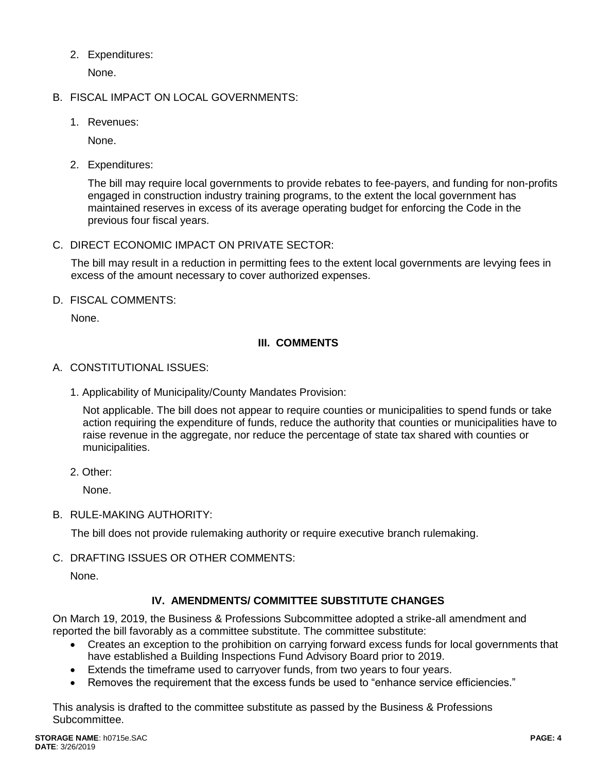2. Expenditures:

   None.

B. FISCAL IMPACT ON LOCAL GOVERNMENTS:

1. Revenues:

   None.

2. Expenditures:

   The bill may require local governments to provide rebates to fee-payers, and funding for non-profits engaged in construction industry training programs, to the extent the local government has maintained reserves in excess of its average operating budget for enforcing the Code in the previous four fiscal years.

C. DIRECT ECONOMIC IMPACT ON PRIVATE SECTOR:

The bill may result in a reduction in permitting fees to the extent local governments are levying fees in excess of the amount necessary to cover authorized expenses.

D. FISCAL COMMENTS:

None.

## III. COMMENTS

A. CONSTITUTIONAL ISSUES:

1. Applicability of Municipality/County Mandates Provision:

   Not applicable. The bill does not appear to require counties or municipalities to spend funds or take action requiring the expenditure of funds, reduce the authority that counties or municipalities have to raise revenue in the aggregate, nor reduce the percentage of state tax shared with counties or municipalities.

2. Other:

   None.

B. RULE-MAKING AUTHORITY:

The bill does not provide rulemaking authority or require executive branch rulemaking.

C. DRAFTING ISSUES OR OTHER COMMENTS:

None.

## IV. AMENDMENTS/ COMMITTEE SUBSTITUTE CHANGES

On March 19, 2019, the Business & Professions Subcommittee adopted a strike-all amendment and reported the bill favorably as a committee substitute. The committee substitute:

- Creates an exception to the prohibition on carrying forward excess funds for local governments that have established a Building Inspections Fund Advisory Board prior to 2019.
- Extends the timeframe used to carryover funds, from two years to four years.
- Removes the requirement that the excess funds be used to "enhance service efficiencies."

This analysis is drafted to the committee substitute as passed by the Business & Professions Subcommittee.